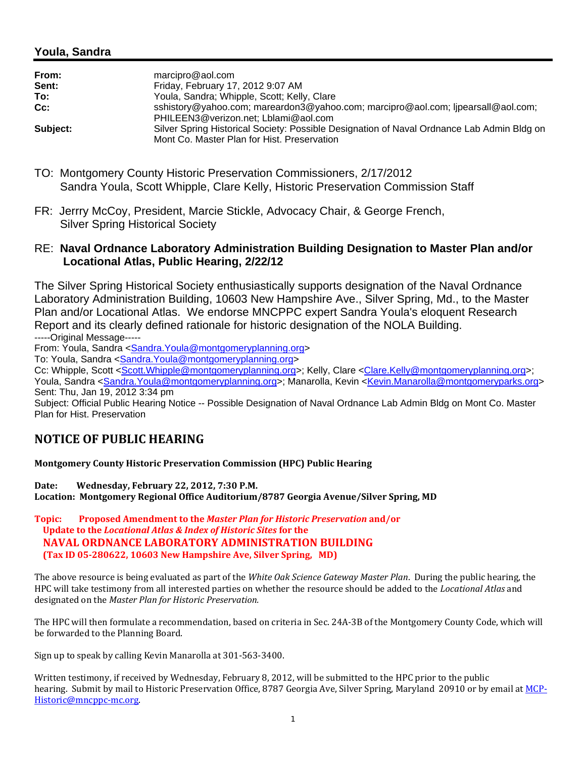## Youla, Sandra

| | |
|---|---|
| **From:** | marcipro@aol.com |
| **Sent:** | Friday, February 17, 2012 9:07 AM |
| **To:** | Youla, Sandra; Whipple, Scott; Kelly, Clare |
| **Cc:** | sshistory@yahoo.com; mareardon3@yahoo.com; marcipro@aol.com; ljpearsall@aol.com; PHILEEN3@verizon.net; Lblami@aol.com |
| **Subject:** | Silver Spring Historical Society: Possible Designation of Naval Ordnance Lab Admin Bldg on Mont Co. Master Plan for Hist. Preservation |

TO: Montgomery County Historic Preservation Commissioners, 2/17/2012
Sandra Youla, Scott Whipple, Clare Kelly, Historic Preservation Commission Staff

FR: Jerrry McCoy, President, Marcie Stickle, Advocacy Chair, & George French,
Silver Spring Historical Society

RE: **Naval Ordnance Laboratory Administration Building Designation to Master Plan and/or Locational Atlas, Public Hearing, 2/22/12**

The Silver Spring Historical Society enthusiastically supports designation of the Naval Ordnance Laboratory Administration Building, 10603 New Hampshire Ave., Silver Spring, Md., to the Master Plan and/or Locational Atlas. We endorse MNCPPC expert Sandra Youla's eloquent Research Report and its clearly defined rationale for historic designation of the NOLA Building.

-----Original Message-----
From: Youla, Sandra <Sandra.Youla@montgomeryplanning.org>
To: Youla, Sandra <Sandra.Youla@montgomeryplanning.org>
Cc: Whipple, Scott <Scott.Whipple@montgomeryplanning.org>; Kelly, Clare <Clare.Kelly@montgomeryplanning.org>; Youla, Sandra <Sandra.Youla@montgomeryplanning.org>; Manarolla, Kevin <Kevin.Manarolla@montgomeryparks.org>
Sent: Thu, Jan 19, 2012 3:34 pm
Subject: Official Public Hearing Notice -- Possible Designation of Naval Ordnance Lab Admin Bldg on Mont Co. Master Plan for Hist. Preservation

## NOTICE OF PUBLIC HEARING

**Montgomery County Historic Preservation Commission (HPC) Public Hearing**

**Date: Wednesday, February 22, 2012, 7:30 P.M.**
**Location: Montgomery Regional Office Auditorium/8787 Georgia Avenue/Silver Spring, MD**

**Topic: Proposed Amendment to the *Master Plan for Historic Preservation* and/or Update to the *Locational Atlas & Index of Historic Sites* for the NAVAL ORDNANCE LABORATORY ADMINISTRATION BUILDING (Tax ID 05-280622, 10603 New Hampshire Ave, Silver Spring, MD)**

The above resource is being evaluated as part of the *White Oak Science Gateway Master Plan*. During the public hearing, the HPC will take testimony from all interested parties on whether the resource should be added to the *Locational Atlas* and designated on the *Master Plan for Historic Preservation.*

The HPC will then formulate a recommendation, based on criteria in Sec. 24A-3B of the Montgomery County Code, which will be forwarded to the Planning Board.

Sign up to speak by calling Kevin Manarolla at 301-563-3400.

Written testimony, if received by Wednesday, February 8, 2012, will be submitted to the HPC prior to the public hearing. Submit by mail to Historic Preservation Office, 8787 Georgia Ave, Silver Spring, Maryland 20910 or by email at MCP-Historic@mncppc-mc.org.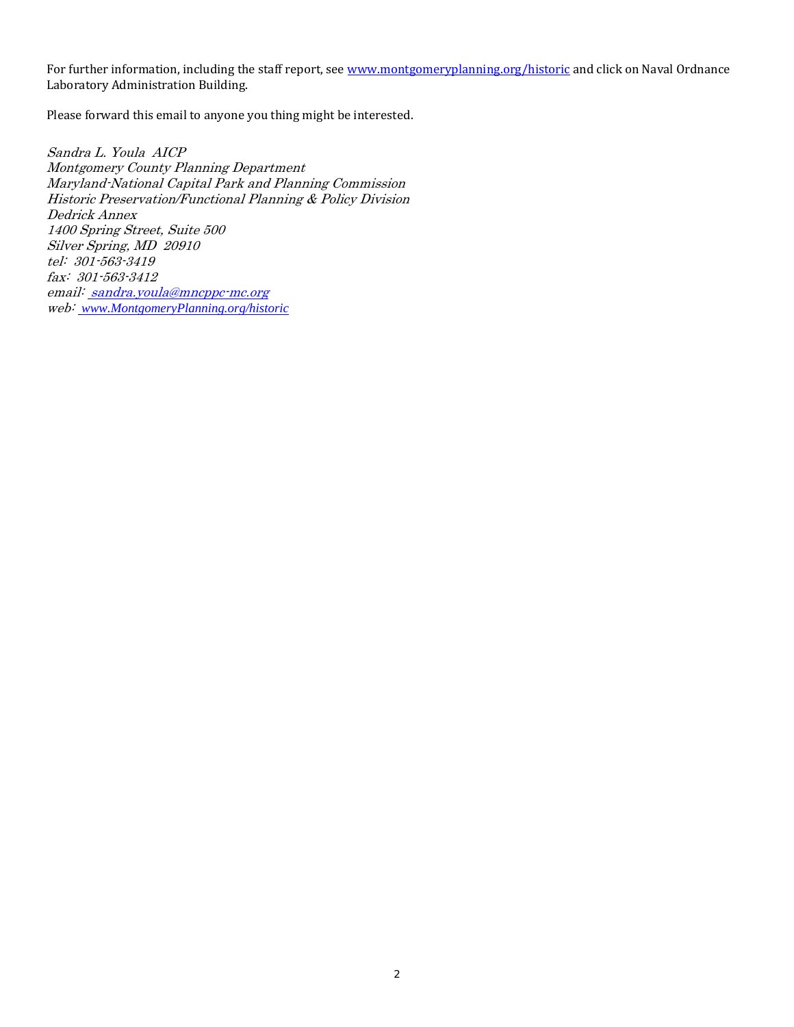For further information, including the staff report, see [www.montgomeryplanning.org/historic](www.montgomeryplanning.org/historic) and click on Naval Ordnance Laboratory Administration Building.

Please forward this email to anyone you thing might be interested.

*Sandra L. Youla AICP*  
*Montgomery County Planning Department*  
*Maryland-National Capital Park and Planning Commission*  
*Historic Preservation/Functional Planning & Policy Division*  
*Dedrick Annex*  
*1400 Spring Street, Suite 500*  
*Silver Spring, MD 20910*  
*tel: 301-563-3419*  
*fax: 301-563-3412*  
*email: [sandra.youla@mncppc-mc.org](mailto:sandra.youla@mncppc-mc.org)*  
*web: [www.MontgomeryPlanning.org/historic](www.MontgomeryPlanning.org/historic)*